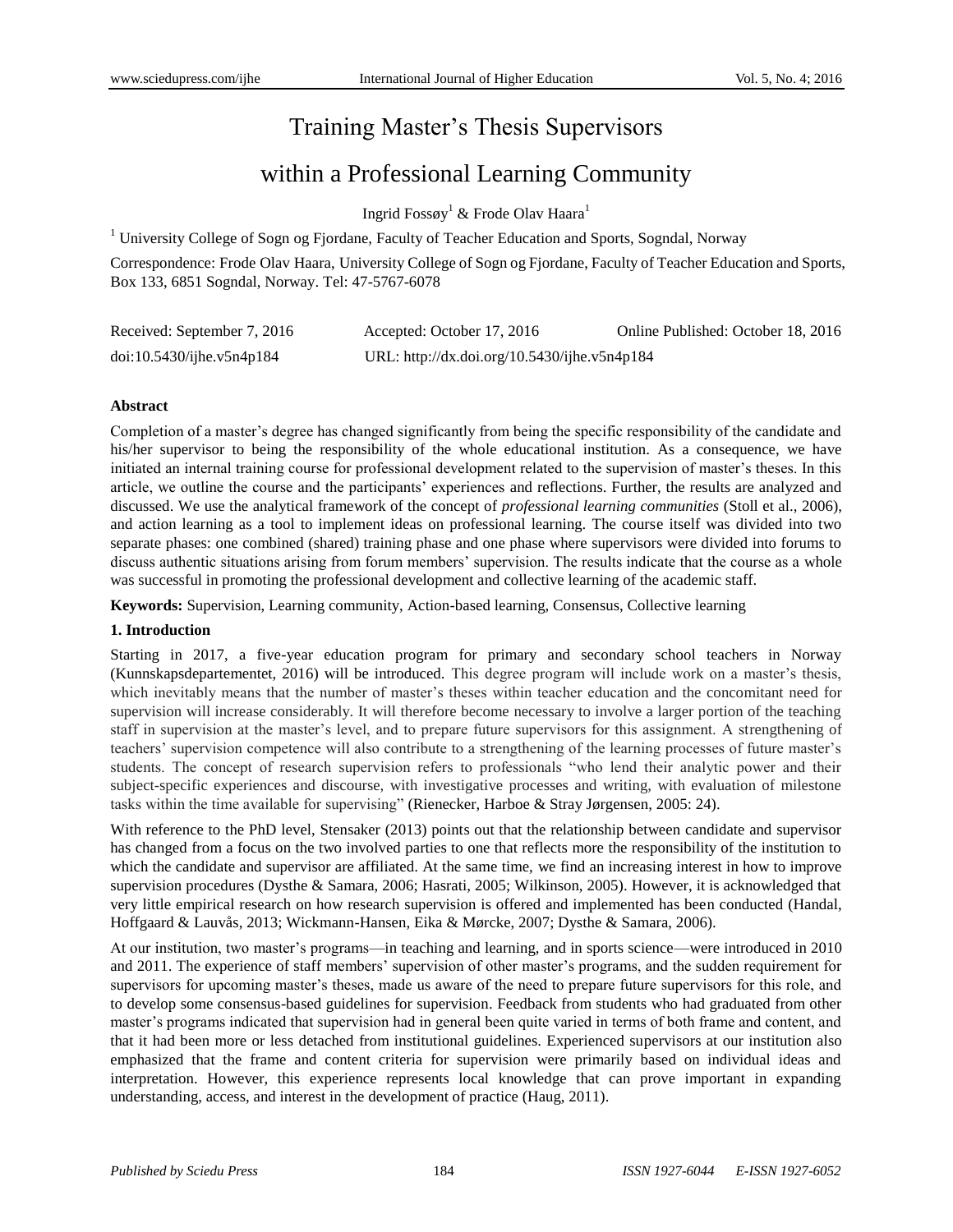# Training Master's Thesis Supervisors within a Professional Learning Community

Ingrid Fossøy[1] & Frode Olav Haara[1]

[1] University College of Sogn og Fjordane, Faculty of Teacher Education and Sports, Sogndal, Norway

Correspondence: Frode Olav Haara, University College of Sogn og Fjordane, Faculty of Teacher Education and Sports, Box 133, 6851 Sogndal, Norway. Tel: 47-5767-6078

Received: September 7, 2016 Accepted: October 17, 2016 Online Published: October 18, 2016

doi:10.5430/ijhe.v5n4p184 URL: http://dx.doi.org/10.5430/ijhe.v5n4p184

**Abstract**

Completion of a master's degree has changed significantly from being the specific responsibility of the candidate and his/her supervisor to being the responsibility of the whole educational institution. As a consequence, we have initiated an internal training course for professional development related to the supervision of master's theses. In this article, we outline the course and the participants' experiences and reflections. Further, the results are analyzed and discussed. We use the analytical framework of the concept of *professional learning communities* (Stoll et al., 2006), and action learning as a tool to implement ideas on professional learning. The course itself was divided into two separate phases: one combined (shared) training phase and one phase where supervisors were divided into forums to discuss authentic situations arising from forum members' supervision. The results indicate that the course as a whole was successful in promoting the professional development and collective learning of the academic staff.

**Keywords:** Supervision, Learning community, Action-based learning, Consensus, Collective learning

## 1. Introduction

Starting in 2017, a five-year education program for primary and secondary school teachers in Norway (Kunnskapsdepartementet, 2016) will be introduced. This degree program will include work on a master's thesis, which inevitably means that the number of master's theses within teacher education and the concomitant need for supervision will increase considerably. It will therefore become necessary to involve a larger portion of the teaching staff in supervision at the master's level, and to prepare future supervisors for this assignment. A strengthening of teachers' supervision competence will also contribute to a strengthening of the learning processes of future master's students. The concept of research supervision refers to professionals "who lend their analytic power and their subject-specific experiences and discourse, with investigative processes and writing, with evaluation of milestone tasks within the time available for supervising" (Rienecker, Harboe & Stray Jørgensen, 2005: 24).

With reference to the PhD level, Stensaker (2013) points out that the relationship between candidate and supervisor has changed from a focus on the two involved parties to one that reflects more the responsibility of the institution to which the candidate and supervisor are affiliated. At the same time, we find an increasing interest in how to improve supervision procedures (Dysthe & Samara, 2006; Hasrati, 2005; Wilkinson, 2005). However, it is acknowledged that very little empirical research on how research supervision is offered and implemented has been conducted (Handal, Hoffgaard & Lauvås, 2013; Wickmann-Hansen, Eika & Mørcke, 2007; Dysthe & Samara, 2006).

At our institution, two master's programs—in teaching and learning, and in sports science—were introduced in 2010 and 2011. The experience of staff members' supervision of other master's programs, and the sudden requirement for supervisors for upcoming master's theses, made us aware of the need to prepare future supervisors for this role, and to develop some consensus-based guidelines for supervision. Feedback from students who had graduated from other master's programs indicated that supervision had in general been quite varied in terms of both frame and content, and that it had been more or less detached from institutional guidelines. Experienced supervisors at our institution also emphasized that the frame and content criteria for supervision were primarily based on individual ideas and interpretation. However, this experience represents local knowledge that can prove important in expanding understanding, access, and interest in the development of practice (Haug, 2011).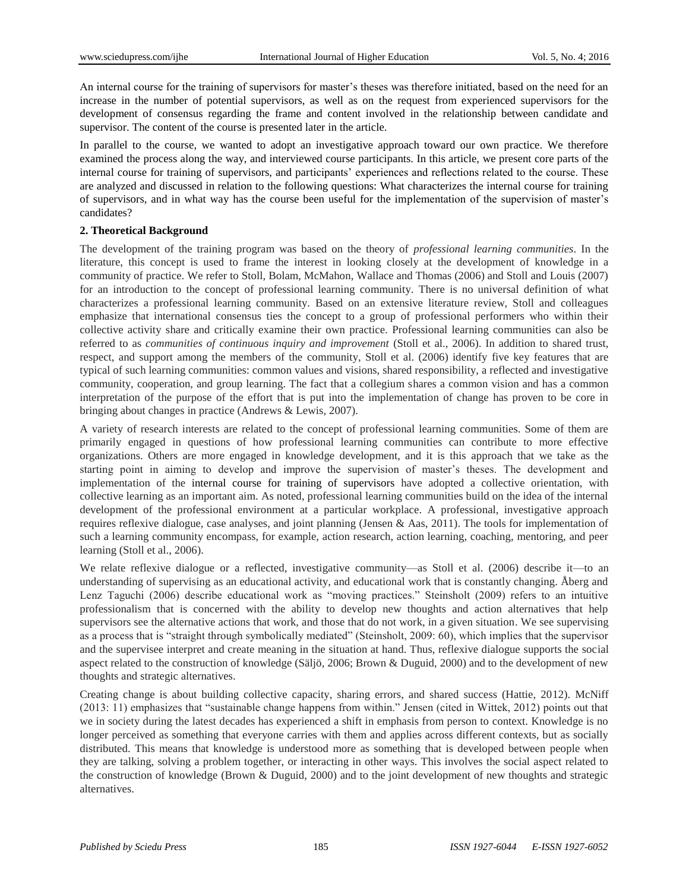An internal course for the training of supervisors for master's theses was therefore initiated, based on the need for an increase in the number of potential supervisors, as well as on the request from experienced supervisors for the development of consensus regarding the frame and content involved in the relationship between candidate and supervisor. The content of the course is presented later in the article.

In parallel to the course, we wanted to adopt an investigative approach toward our own practice. We therefore examined the process along the way, and interviewed course participants. In this article, we present core parts of the internal course for training of supervisors, and participants' experiences and reflections related to the course. These are analyzed and discussed in relation to the following questions: What characterizes the internal course for training of supervisors, and in what way has the course been useful for the implementation of the supervision of master's candidates?

## 2. Theoretical Background

The development of the training program was based on the theory of *professional learning communities*. In the literature, this concept is used to frame the interest in looking closely at the development of knowledge in a community of practice. We refer to Stoll, Bolam, McMahon, Wallace and Thomas (2006) and Stoll and Louis (2007) for an introduction to the concept of professional learning community. There is no universal definition of what characterizes a professional learning community. Based on an extensive literature review, Stoll and colleagues emphasize that international consensus ties the concept to a group of professional performers who within their collective activity share and critically examine their own practice. Professional learning communities can also be referred to as *communities of continuous inquiry and improvement* (Stoll et al., 2006). In addition to shared trust, respect, and support among the members of the community, Stoll et al. (2006) identify five key features that are typical of such learning communities: common values and visions, shared responsibility, a reflected and investigative community, cooperation, and group learning. The fact that a collegium shares a common vision and has a common interpretation of the purpose of the effort that is put into the implementation of change has proven to be core in bringing about changes in practice (Andrews & Lewis, 2007).

A variety of research interests are related to the concept of professional learning communities. Some of them are primarily engaged in questions of how professional learning communities can contribute to more effective organizations. Others are more engaged in knowledge development, and it is this approach that we take as the starting point in aiming to develop and improve the supervision of master's theses. The development and implementation of the internal course for training of supervisors have adopted a collective orientation, with collective learning as an important aim. As noted, professional learning communities build on the idea of the internal development of the professional environment at a particular workplace. A professional, investigative approach requires reflexive dialogue, case analyses, and joint planning (Jensen & Aas, 2011). The tools for implementation of such a learning community encompass, for example, action research, action learning, coaching, mentoring, and peer learning (Stoll et al., 2006).

We relate reflexive dialogue or a reflected, investigative community—as Stoll et al. (2006) describe it—to an understanding of supervising as an educational activity, and educational work that is constantly changing. Åberg and Lenz Taguchi (2006) describe educational work as "moving practices." Steinsholt (2009) refers to an intuitive professionalism that is concerned with the ability to develop new thoughts and action alternatives that help supervisors see the alternative actions that work, and those that do not work, in a given situation. We see supervising as a process that is "straight through symbolically mediated" (Steinsholt, 2009: 60), which implies that the supervisor and the supervisee interpret and create meaning in the situation at hand. Thus, reflexive dialogue supports the social aspect related to the construction of knowledge (Säljö, 2006; Brown & Duguid, 2000) and to the development of new thoughts and strategic alternatives.

Creating change is about building collective capacity, sharing errors, and shared success (Hattie, 2012). McNiff (2013: 11) emphasizes that "sustainable change happens from within." Jensen (cited in Wittek, 2012) points out that we in society during the latest decades has experienced a shift in emphasis from person to context. Knowledge is no longer perceived as something that everyone carries with them and applies across different contexts, but as socially distributed. This means that knowledge is understood more as something that is developed between people when they are talking, solving a problem together, or interacting in other ways. This involves the social aspect related to the construction of knowledge (Brown & Duguid, 2000) and to the joint development of new thoughts and strategic alternatives.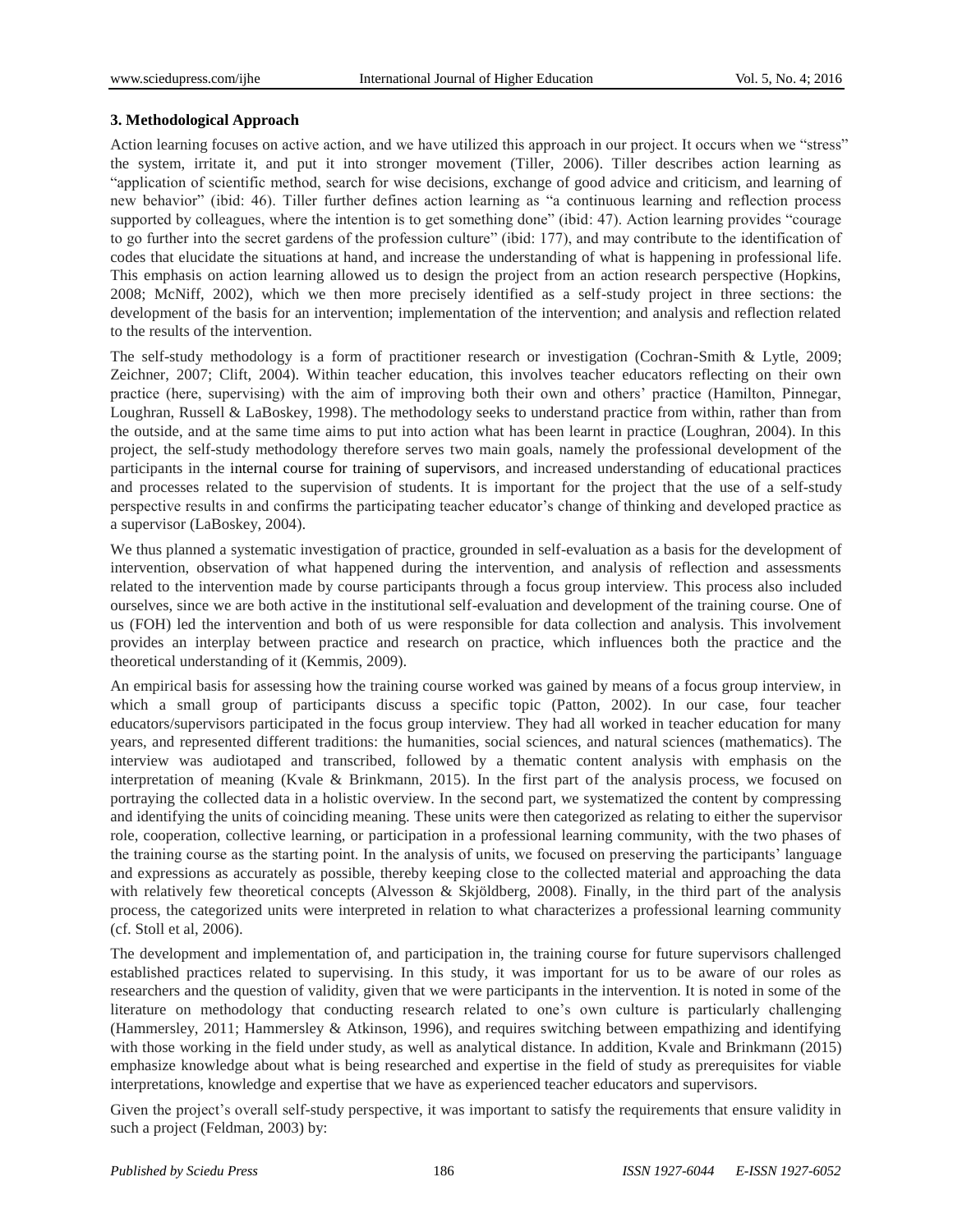### 3. Methodological Approach

Action learning focuses on active action, and we have utilized this approach in our project. It occurs when we "stress" the system, irritate it, and put it into stronger movement (Tiller, 2006). Tiller describes action learning as "application of scientific method, search for wise decisions, exchange of good advice and criticism, and learning of new behavior" (ibid: 46). Tiller further defines action learning as "a continuous learning and reflection process supported by colleagues, where the intention is to get something done" (ibid: 47). Action learning provides "courage to go further into the secret gardens of the profession culture" (ibid: 177), and may contribute to the identification of codes that elucidate the situations at hand, and increase the understanding of what is happening in professional life. This emphasis on action learning allowed us to design the project from an action research perspective (Hopkins, 2008; McNiff, 2002), which we then more precisely identified as a self-study project in three sections: the development of the basis for an intervention; implementation of the intervention; and analysis and reflection related to the results of the intervention.

The self-study methodology is a form of practitioner research or investigation (Cochran-Smith & Lytle, 2009; Zeichner, 2007; Clift, 2004). Within teacher education, this involves teacher educators reflecting on their own practice (here, supervising) with the aim of improving both their own and others' practice (Hamilton, Pinnegar, Loughran, Russell & LaBoskey, 1998). The methodology seeks to understand practice from within, rather than from the outside, and at the same time aims to put into action what has been learnt in practice (Loughran, 2004). In this project, the self-study methodology therefore serves two main goals, namely the professional development of the participants in the internal course for training of supervisors, and increased understanding of educational practices and processes related to the supervision of students. It is important for the project that the use of a self-study perspective results in and confirms the participating teacher educator's change of thinking and developed practice as a supervisor (LaBoskey, 2004).

We thus planned a systematic investigation of practice, grounded in self-evaluation as a basis for the development of intervention, observation of what happened during the intervention, and analysis of reflection and assessments related to the intervention made by course participants through a focus group interview. This process also included ourselves, since we are both active in the institutional self-evaluation and development of the training course. One of us (FOH) led the intervention and both of us were responsible for data collection and analysis. This involvement provides an interplay between practice and research on practice, which influences both the practice and the theoretical understanding of it (Kemmis, 2009).

An empirical basis for assessing how the training course worked was gained by means of a focus group interview, in which a small group of participants discuss a specific topic (Patton, 2002). In our case, four teacher educators/supervisors participated in the focus group interview. They had all worked in teacher education for many years, and represented different traditions: the humanities, social sciences, and natural sciences (mathematics). The interview was audiotaped and transcribed, followed by a thematic content analysis with emphasis on the interpretation of meaning (Kvale & Brinkmann, 2015). In the first part of the analysis process, we focused on portraying the collected data in a holistic overview. In the second part, we systematized the content by compressing and identifying the units of coinciding meaning. These units were then categorized as relating to either the supervisor role, cooperation, collective learning, or participation in a professional learning community, with the two phases of the training course as the starting point. In the analysis of units, we focused on preserving the participants' language and expressions as accurately as possible, thereby keeping close to the collected material and approaching the data with relatively few theoretical concepts (Alvesson & Skjöldberg, 2008). Finally, in the third part of the analysis process, the categorized units were interpreted in relation to what characterizes a professional learning community (cf. Stoll et al, 2006).

The development and implementation of, and participation in, the training course for future supervisors challenged established practices related to supervising. In this study, it was important for us to be aware of our roles as researchers and the question of validity, given that we were participants in the intervention. It is noted in some of the literature on methodology that conducting research related to one's own culture is particularly challenging (Hammersley, 2011; Hammersley & Atkinson, 1996), and requires switching between empathizing and identifying with those working in the field under study, as well as analytical distance. In addition, Kvale and Brinkmann (2015) emphasize knowledge about what is being researched and expertise in the field of study as prerequisites for viable interpretations, knowledge and expertise that we have as experienced teacher educators and supervisors.

Given the project's overall self-study perspective, it was important to satisfy the requirements that ensure validity in such a project (Feldman, 2003) by: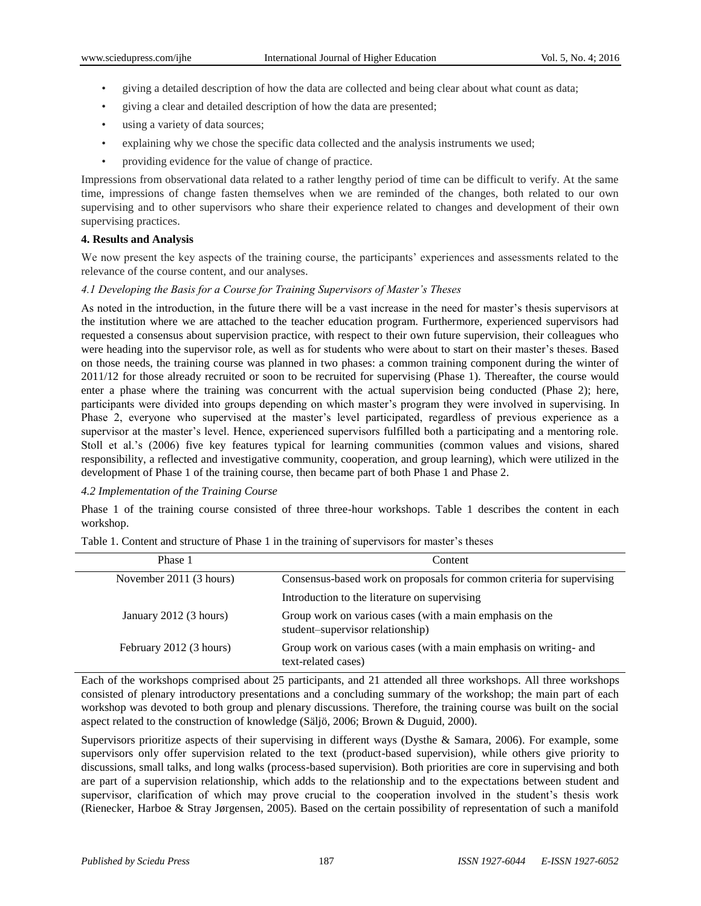- giving a detailed description of how the data are collected and being clear about what count as data;
- giving a clear and detailed description of how the data are presented;
- using a variety of data sources;
- explaining why we chose the specific data collected and the analysis instruments we used;
- providing evidence for the value of change of practice.

Impressions from observational data related to a rather lengthy period of time can be difficult to verify. At the same time, impressions of change fasten themselves when we are reminded of the changes, both related to our own supervising and to other supervisors who share their experience related to changes and development of their own supervising practices.

## 4. Results and Analysis

We now present the key aspects of the training course, the participants' experiences and assessments related to the relevance of the course content, and our analyses.

### *4.1 Developing the Basis for a Course for Training Supervisors of Master's Theses*

As noted in the introduction, in the future there will be a vast increase in the need for master's thesis supervisors at the institution where we are attached to the teacher education program. Furthermore, experienced supervisors had requested a consensus about supervision practice, with respect to their own future supervision, their colleagues who were heading into the supervisor role, as well as for students who were about to start on their master's theses. Based on those needs, the training course was planned in two phases: a common training component during the winter of 2011/12 for those already recruited or soon to be recruited for supervising (Phase 1). Thereafter, the course would enter a phase where the training was concurrent with the actual supervision being conducted (Phase 2); here, participants were divided into groups depending on which master's program they were involved in supervising. In Phase 2, everyone who supervised at the master's level participated, regardless of previous experience as a supervisor at the master's level. Hence, experienced supervisors fulfilled both a participating and a mentoring role. Stoll et al.'s (2006) five key features typical for learning communities (common values and visions, shared responsibility, a reflected and investigative community, cooperation, and group learning), which were utilized in the development of Phase 1 of the training course, then became part of both Phase 1 and Phase 2.

### *4.2 Implementation of the Training Course*

Phase 1 of the training course consisted of three three-hour workshops. Table 1 describes the content in each workshop.

Table 1. Content and structure of Phase 1 in the training of supervisors for master's theses

| Phase 1 | Content |
|---|---|
| November 2011 (3 hours) | Consensus-based work on proposals for common criteria for supervising |
| | Introduction to the literature on supervising |
| January 2012 (3 hours) | Group work on various cases (with a main emphasis on the student–supervisor relationship) |
| February 2012 (3 hours) | Group work on various cases (with a main emphasis on writing- and text-related cases) |

Each of the workshops comprised about 25 participants, and 21 attended all three workshops. All three workshops consisted of plenary introductory presentations and a concluding summary of the workshop; the main part of each workshop was devoted to both group and plenary discussions. Therefore, the training course was built on the social aspect related to the construction of knowledge (Säljö, 2006; Brown & Duguid, 2000).

Supervisors prioritize aspects of their supervising in different ways (Dysthe & Samara, 2006). For example, some supervisors only offer supervision related to the text (product-based supervision), while others give priority to discussions, small talks, and long walks (process-based supervision). Both priorities are core in supervising and both are part of a supervision relationship, which adds to the relationship and to the expectations between student and supervisor, clarification of which may prove crucial to the cooperation involved in the student's thesis work (Rienecker, Harboe & Stray Jørgensen, 2005). Based on the certain possibility of representation of such a manifold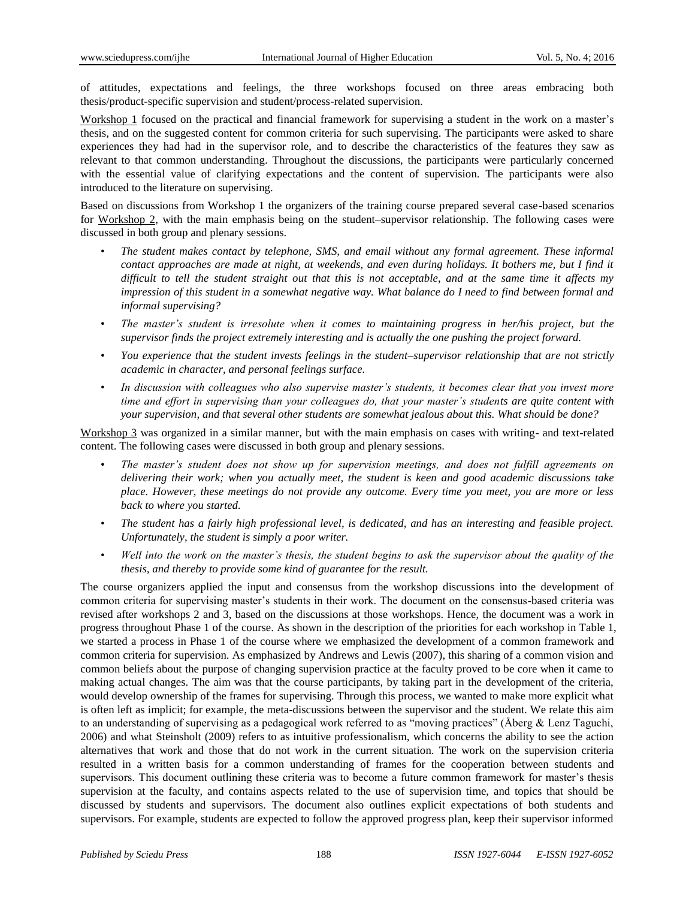of attitudes, expectations and feelings, the three workshops focused on three areas embracing both thesis/product-specific supervision and student/process-related supervision.

Workshop 1 focused on the practical and financial framework for supervising a student in the work on a master's thesis, and on the suggested content for common criteria for such supervising. The participants were asked to share experiences they had had in the supervisor role, and to describe the characteristics of the features they saw as relevant to that common understanding. Throughout the discussions, the participants were particularly concerned with the essential value of clarifying expectations and the content of supervision. The participants were also introduced to the literature on supervising.

Based on discussions from Workshop 1 the organizers of the training course prepared several case-based scenarios for Workshop 2, with the main emphasis being on the student–supervisor relationship. The following cases were discussed in both group and plenary sessions.

- *The student makes contact by telephone, SMS, and email without any formal agreement. These informal contact approaches are made at night, at weekends, and even during holidays. It bothers me, but I find it difficult to tell the student straight out that this is not acceptable, and at the same time it affects my impression of this student in a somewhat negative way. What balance do I need to find between formal and informal supervising?*
- *The master's student is irresolute when it comes to maintaining progress in her/his project, but the supervisor finds the project extremely interesting and is actually the one pushing the project forward.*
- *You experience that the student invests feelings in the student–supervisor relationship that are not strictly academic in character, and personal feelings surface.*
- *In discussion with colleagues who also supervise master's students, it becomes clear that you invest more time and effort in supervising than your colleagues do, that your master's students are quite content with your supervision, and that several other students are somewhat jealous about this. What should be done?*

Workshop 3 was organized in a similar manner, but with the main emphasis on cases with writing- and text-related content. The following cases were discussed in both group and plenary sessions.

- *The master's student does not show up for supervision meetings, and does not fulfill agreements on delivering their work; when you actually meet, the student is keen and good academic discussions take place. However, these meetings do not provide any outcome. Every time you meet, you are more or less back to where you started.*
- *The student has a fairly high professional level, is dedicated, and has an interesting and feasible project. Unfortunately, the student is simply a poor writer.*
- *Well into the work on the master's thesis, the student begins to ask the supervisor about the quality of the thesis, and thereby to provide some kind of guarantee for the result.*

The course organizers applied the input and consensus from the workshop discussions into the development of common criteria for supervising master's students in their work. The document on the consensus-based criteria was revised after workshops 2 and 3, based on the discussions at those workshops. Hence, the document was a work in progress throughout Phase 1 of the course. As shown in the description of the priorities for each workshop in Table 1, we started a process in Phase 1 of the course where we emphasized the development of a common framework and common criteria for supervision. As emphasized by Andrews and Lewis (2007), this sharing of a common vision and common beliefs about the purpose of changing supervision practice at the faculty proved to be core when it came to making actual changes. The aim was that the course participants, by taking part in the development of the criteria, would develop ownership of the frames for supervising. Through this process, we wanted to make more explicit what is often left as implicit; for example, the meta-discussions between the supervisor and the student. We relate this aim to an understanding of supervising as a pedagogical work referred to as "moving practices" (Åberg & Lenz Taguchi, 2006) and what Steinsholt (2009) refers to as intuitive professionalism, which concerns the ability to see the action alternatives that work and those that do not work in the current situation. The work on the supervision criteria resulted in a written basis for a common understanding of frames for the cooperation between students and supervisors. This document outlining these criteria was to become a future common framework for master's thesis supervision at the faculty, and contains aspects related to the use of supervision time, and topics that should be discussed by students and supervisors. The document also outlines explicit expectations of both students and supervisors. For example, students are expected to follow the approved progress plan, keep their supervisor informed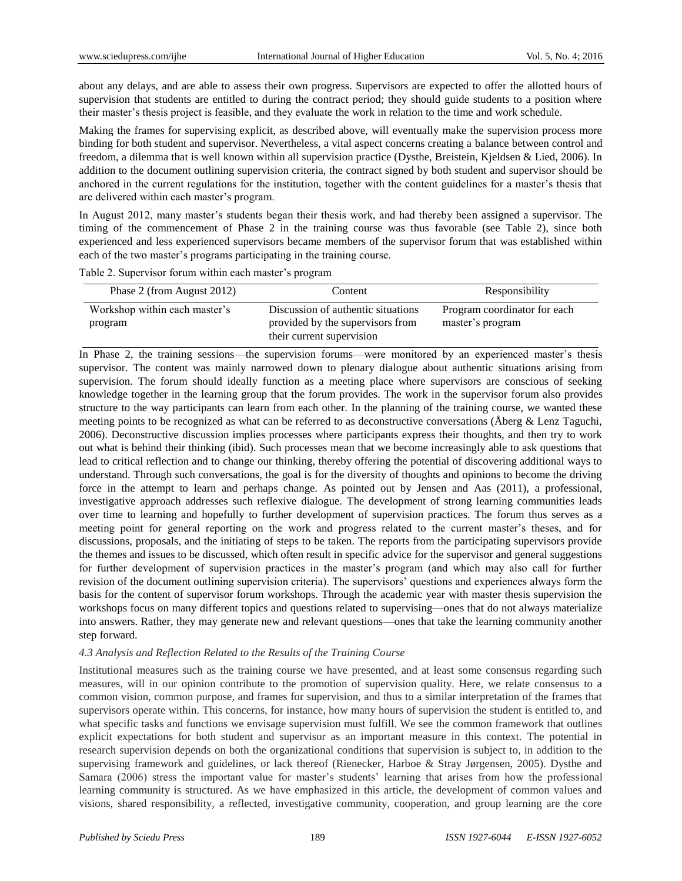about any delays, and are able to assess their own progress. Supervisors are expected to offer the allotted hours of supervision that students are entitled to during the contract period; they should guide students to a position where their master's thesis project is feasible, and they evaluate the work in relation to the time and work schedule.

Making the frames for supervising explicit, as described above, will eventually make the supervision process more binding for both student and supervisor. Nevertheless, a vital aspect concerns creating a balance between control and freedom, a dilemma that is well known within all supervision practice (Dysthe, Breistein, Kjeldsen & Lied, 2006). In addition to the document outlining supervision criteria, the contract signed by both student and supervisor should be anchored in the current regulations for the institution, together with the content guidelines for a master's thesis that are delivered within each master's program.

In August 2012, many master's students began their thesis work, and had thereby been assigned a supervisor. The timing of the commencement of Phase 2 in the training course was thus favorable (see Table 2), since both experienced and less experienced supervisors became members of the supervisor forum that was established within each of the two master's programs participating in the training course.

Table 2. Supervisor forum within each master's program

| Phase 2 (from August 2012) | Content | Responsibility |
|---|---|---|
| Workshop within each master's program | Discussion of authentic situations provided by the supervisors from their current supervision | Program coordinator for each master's program |

In Phase 2, the training sessions—the supervision forums—were monitored by an experienced master's thesis supervisor. The content was mainly narrowed down to plenary dialogue about authentic situations arising from supervision. The forum should ideally function as a meeting place where supervisors are conscious of seeking knowledge together in the learning group that the forum provides. The work in the supervisor forum also provides structure to the way participants can learn from each other. In the planning of the training course, we wanted these meeting points to be recognized as what can be referred to as deconstructive conversations (Åberg & Lenz Taguchi, 2006). Deconstructive discussion implies processes where participants express their thoughts, and then try to work out what is behind their thinking (ibid). Such processes mean that we become increasingly able to ask questions that lead to critical reflection and to change our thinking, thereby offering the potential of discovering additional ways to understand. Through such conversations, the goal is for the diversity of thoughts and opinions to become the driving force in the attempt to learn and perhaps change. As pointed out by Jensen and Aas (2011), a professional, investigative approach addresses such reflexive dialogue. The development of strong learning communities leads over time to learning and hopefully to further development of supervision practices. The forum thus serves as a meeting point for general reporting on the work and progress related to the current master's theses, and for discussions, proposals, and the initiating of steps to be taken. The reports from the participating supervisors provide the themes and issues to be discussed, which often result in specific advice for the supervisor and general suggestions for further development of supervision practices in the master's program (and which may also call for further revision of the document outlining supervision criteria). The supervisors' questions and experiences always form the basis for the content of supervisor forum workshops. Through the academic year with master thesis supervision the workshops focus on many different topics and questions related to supervising—ones that do not always materialize into answers. Rather, they may generate new and relevant questions—ones that take the learning community another step forward.

### *4.3 Analysis and Reflection Related to the Results of the Training Course*

Institutional measures such as the training course we have presented, and at least some consensus regarding such measures, will in our opinion contribute to the promotion of supervision quality. Here, we relate consensus to a common vision, common purpose, and frames for supervision, and thus to a similar interpretation of the frames that supervisors operate within. This concerns, for instance, how many hours of supervision the student is entitled to, and what specific tasks and functions we envisage supervision must fulfill. We see the common framework that outlines explicit expectations for both student and supervisor as an important measure in this context. The potential in research supervision depends on both the organizational conditions that supervision is subject to, in addition to the supervising framework and guidelines, or lack thereof (Rienecker, Harboe & Stray Jørgensen, 2005). Dysthe and Samara (2006) stress the important value for master's students' learning that arises from how the professional learning community is structured. As we have emphasized in this article, the development of common values and visions, shared responsibility, a reflected, investigative community, cooperation, and group learning are the core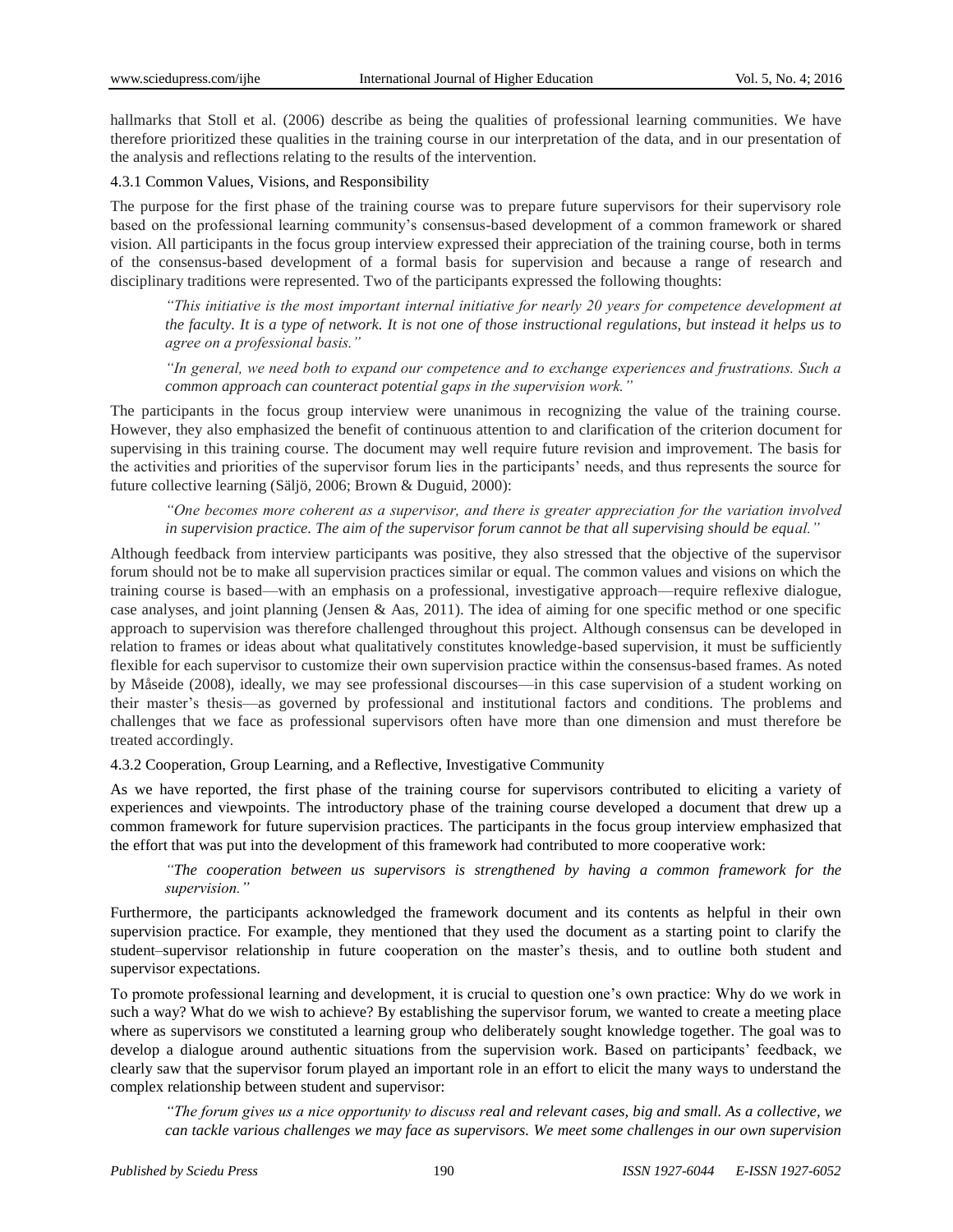hallmarks that Stoll et al. (2006) describe as being the qualities of professional learning communities. We have therefore prioritized these qualities in the training course in our interpretation of the data, and in our presentation of the analysis and reflections relating to the results of the intervention.

#### 4.3.1 Common Values, Visions, and Responsibility

The purpose for the first phase of the training course was to prepare future supervisors for their supervisory role based on the professional learning community's consensus-based development of a common framework or shared vision. All participants in the focus group interview expressed their appreciation of the training course, both in terms of the consensus-based development of a formal basis for supervision and because a range of research and disciplinary traditions were represented. Two of the participants expressed the following thoughts:

> *"This initiative is the most important internal initiative for nearly 20 years for competence development at the faculty. It is a type of network. It is not one of those instructional regulations, but instead it helps us to agree on a professional basis."*

> *"In general, we need both to expand our competence and to exchange experiences and frustrations. Such a common approach can counteract potential gaps in the supervision work."*

The participants in the focus group interview were unanimous in recognizing the value of the training course. However, they also emphasized the benefit of continuous attention to and clarification of the criterion document for supervising in this training course. The document may well require future revision and improvement. The basis for the activities and priorities of the supervisor forum lies in the participants' needs, and thus represents the source for future collective learning (Säljö, 2006; Brown & Duguid, 2000):

> *"One becomes more coherent as a supervisor, and there is greater appreciation for the variation involved in supervision practice. The aim of the supervisor forum cannot be that all supervising should be equal."*

Although feedback from interview participants was positive, they also stressed that the objective of the supervisor forum should not be to make all supervision practices similar or equal. The common values and visions on which the training course is based—with an emphasis on a professional, investigative approach—require reflexive dialogue, case analyses, and joint planning (Jensen & Aas, 2011). The idea of aiming for one specific method or one specific approach to supervision was therefore challenged throughout this project. Although consensus can be developed in relation to frames or ideas about what qualitatively constitutes knowledge-based supervision, it must be sufficiently flexible for each supervisor to customize their own supervision practice within the consensus-based frames. As noted by Måseide (2008), ideally, we may see professional discourses—in this case supervision of a student working on their master's thesis—as governed by professional and institutional factors and conditions. The problems and challenges that we face as professional supervisors often have more than one dimension and must therefore be treated accordingly.

#### 4.3.2 Cooperation, Group Learning, and a Reflective, Investigative Community

As we have reported, the first phase of the training course for supervisors contributed to eliciting a variety of experiences and viewpoints. The introductory phase of the training course developed a document that drew up a common framework for future supervision practices. The participants in the focus group interview emphasized that the effort that was put into the development of this framework had contributed to more cooperative work:

> *"The cooperation between us supervisors is strengthened by having a common framework for the supervision."*

Furthermore, the participants acknowledged the framework document and its contents as helpful in their own supervision practice. For example, they mentioned that they used the document as a starting point to clarify the student–supervisor relationship in future cooperation on the master's thesis, and to outline both student and supervisor expectations.

To promote professional learning and development, it is crucial to question one's own practice: Why do we work in such a way? What do we wish to achieve? By establishing the supervisor forum, we wanted to create a meeting place where as supervisors we constituted a learning group who deliberately sought knowledge together. The goal was to develop a dialogue around authentic situations from the supervision work. Based on participants' feedback, we clearly saw that the supervisor forum played an important role in an effort to elicit the many ways to understand the complex relationship between student and supervisor:

> *"The forum gives us a nice opportunity to discuss real and relevant cases, big and small. As a collective, we can tackle various challenges we may face as supervisors. We meet some challenges in our own supervision*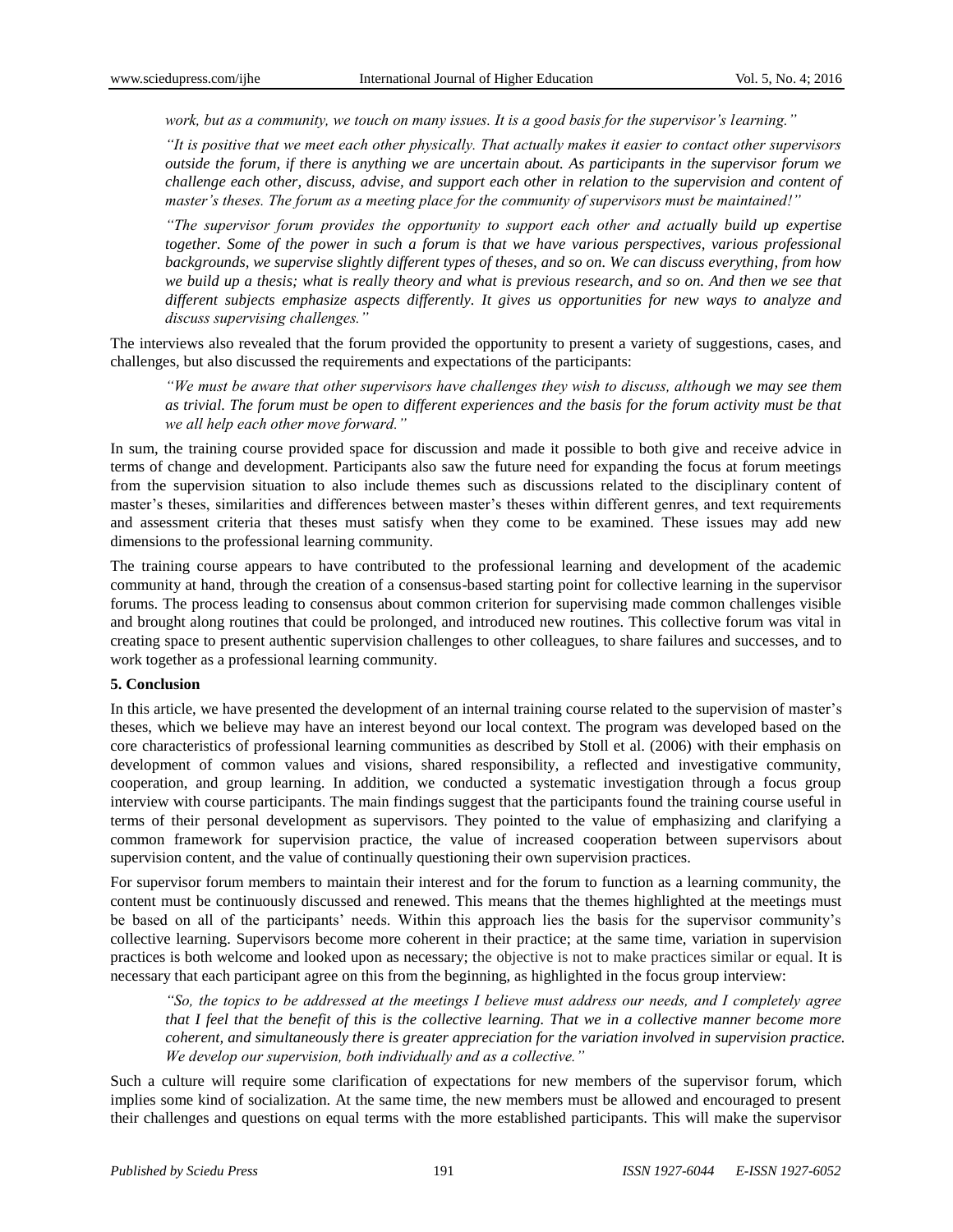*work, but as a community, we touch on many issues. It is a good basis for the supervisor's learning."*

*"It is positive that we meet each other physically. That actually makes it easier to contact other supervisors outside the forum, if there is anything we are uncertain about. As participants in the supervisor forum we challenge each other, discuss, advise, and support each other in relation to the supervision and content of master's theses. The forum as a meeting place for the community of supervisors must be maintained!"*

*"The supervisor forum provides the opportunity to support each other and actually build up expertise together. Some of the power in such a forum is that we have various perspectives, various professional backgrounds, we supervise slightly different types of theses, and so on. We can discuss everything, from how we build up a thesis; what is really theory and what is previous research, and so on. And then we see that different subjects emphasize aspects differently. It gives us opportunities for new ways to analyze and discuss supervising challenges."*

The interviews also revealed that the forum provided the opportunity to present a variety of suggestions, cases, and challenges, but also discussed the requirements and expectations of the participants:

*"We must be aware that other supervisors have challenges they wish to discuss, although we may see them as trivial. The forum must be open to different experiences and the basis for the forum activity must be that we all help each other move forward."*

In sum, the training course provided space for discussion and made it possible to both give and receive advice in terms of change and development. Participants also saw the future need for expanding the focus at forum meetings from the supervision situation to also include themes such as discussions related to the disciplinary content of master's theses, similarities and differences between master's theses within different genres, and text requirements and assessment criteria that theses must satisfy when they come to be examined. These issues may add new dimensions to the professional learning community.

The training course appears to have contributed to the professional learning and development of the academic community at hand, through the creation of a consensus-based starting point for collective learning in the supervisor forums. The process leading to consensus about common criterion for supervising made common challenges visible and brought along routines that could be prolonged, and introduced new routines. This collective forum was vital in creating space to present authentic supervision challenges to other colleagues, to share failures and successes, and to work together as a professional learning community.

## 5. Conclusion

In this article, we have presented the development of an internal training course related to the supervision of master's theses, which we believe may have an interest beyond our local context. The program was developed based on the core characteristics of professional learning communities as described by Stoll et al. (2006) with their emphasis on development of common values and visions, shared responsibility, a reflected and investigative community, cooperation, and group learning. In addition, we conducted a systematic investigation through a focus group interview with course participants. The main findings suggest that the participants found the training course useful in terms of their personal development as supervisors. They pointed to the value of emphasizing and clarifying a common framework for supervision practice, the value of increased cooperation between supervisors about supervision content, and the value of continually questioning their own supervision practices.

For supervisor forum members to maintain their interest and for the forum to function as a learning community, the content must be continuously discussed and renewed. This means that the themes highlighted at the meetings must be based on all of the participants' needs. Within this approach lies the basis for the supervisor community's collective learning. Supervisors become more coherent in their practice; at the same time, variation in supervision practices is both welcome and looked upon as necessary; the objective is not to make practices similar or equal. It is necessary that each participant agree on this from the beginning, as highlighted in the focus group interview:

*"So, the topics to be addressed at the meetings I believe must address our needs, and I completely agree that I feel that the benefit of this is the collective learning. That we in a collective manner become more coherent, and simultaneously there is greater appreciation for the variation involved in supervision practice. We develop our supervision, both individually and as a collective."*

Such a culture will require some clarification of expectations for new members of the supervisor forum, which implies some kind of socialization. At the same time, the new members must be allowed and encouraged to present their challenges and questions on equal terms with the more established participants. This will make the supervisor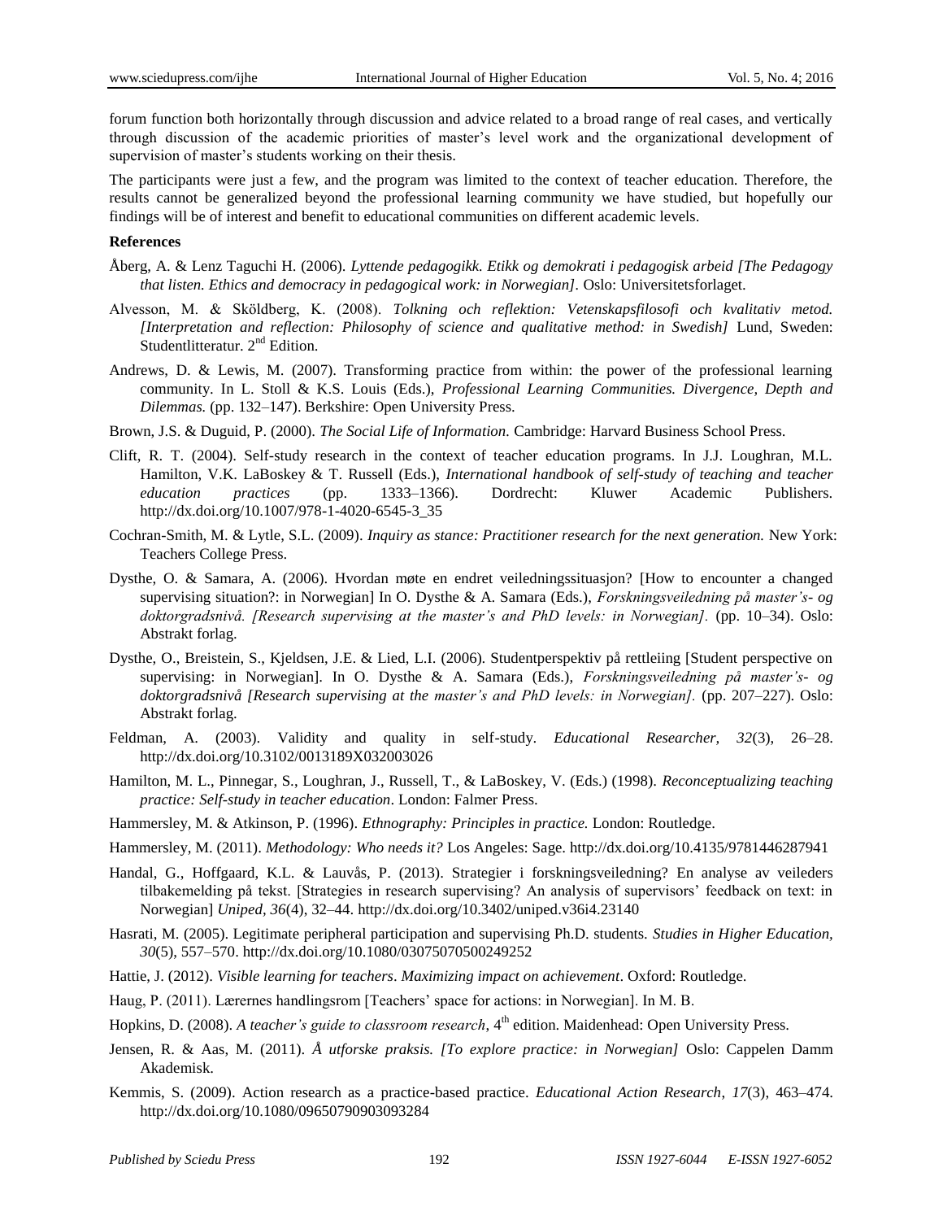forum function both horizontally through discussion and advice related to a broad range of real cases, and vertically through discussion of the academic priorities of master's level work and the organizational development of supervision of master's students working on their thesis.

The participants were just a few, and the program was limited to the context of teacher education. Therefore, the results cannot be generalized beyond the professional learning community we have studied, but hopefully our findings will be of interest and benefit to educational communities on different academic levels.

**References**

Åberg, A. & Lenz Taguchi H. (2006). *Lyttende pedagogikk. Etikk og demokrati i pedagogisk arbeid [The Pedagogy that listen. Ethics and democracy in pedagogical work: in Norwegian]*. Oslo: Universitetsforlaget.

Alvesson, M. & Sköldberg, K. (2008). *Tolkning och reflektion: Vetenskapsfilosofi och kvalitativ metod. [Interpretation and reflection: Philosophy of science and qualitative method: in Swedish]* Lund, Sweden: Studentlitteratur. 2nd Edition.

Andrews, D. & Lewis, M. (2007). Transforming practice from within: the power of the professional learning community. In L. Stoll & K.S. Louis (Eds.), *Professional Learning Communities. Divergence, Depth and Dilemmas.* (pp. 132–147). Berkshire: Open University Press.

Brown, J.S. & Duguid, P. (2000). *The Social Life of Information.* Cambridge: Harvard Business School Press.

Clift, R. T. (2004). Self-study research in the context of teacher education programs. In J.J. Loughran, M.L. Hamilton, V.K. LaBoskey & T. Russell (Eds.), *International handbook of self-study of teaching and teacher education practices* (pp. 1333–1366). Dordrecht: Kluwer Academic Publishers. http://dx.doi.org/10.1007/978-1-4020-6545-3_35

Cochran-Smith, M. & Lytle, S.L. (2009). *Inquiry as stance: Practitioner research for the next generation.* New York: Teachers College Press.

Dysthe, O. & Samara, A. (2006). Hvordan møte en endret veiledningssituasjon? [How to encounter a changed supervising situation?: in Norwegian] In O. Dysthe & A. Samara (Eds.), *Forskningsveiledning på master's- og doktorgradsnivå. [Research supervising at the master's and PhD levels: in Norwegian].* (pp. 10–34). Oslo: Abstrakt forlag.

Dysthe, O., Breistein, S., Kjeldsen, J.E. & Lied, L.I. (2006). Studentperspektiv på rettleiing [Student perspective on supervising: in Norwegian]. In O. Dysthe & A. Samara (Eds.), *Forskningsveiledning på master's- og doktorgradsnivå [Research supervising at the master's and PhD levels: in Norwegian].* (pp. 207–227). Oslo: Abstrakt forlag.

Feldman, A. (2003). Validity and quality in self-study. *Educational Researcher, 32*(3), 26–28. http://dx.doi.org/10.3102/0013189X032003026

Hamilton, M. L., Pinnegar, S., Loughran, J., Russell, T., & LaBoskey, V. (Eds.) (1998). *Reconceptualizing teaching practice: Self-study in teacher education*. London: Falmer Press.

Hammersley, M. & Atkinson, P. (1996). *Ethnography: Principles in practice.* London: Routledge.

Hammersley, M. (2011). *Methodology: Who needs it?* Los Angeles: Sage. http://dx.doi.org/10.4135/9781446287941

Handal, G., Hoffgaard, K.L. & Lauvås, P. (2013). Strategier i forskningsveiledning? En analyse av veileders tilbakemelding på tekst. [Strategies in research supervising? An analysis of supervisors' feedback on text: in Norwegian] *Uniped, 36*(4), 32–44. http://dx.doi.org/10.3402/uniped.v36i4.23140

Hasrati, M. (2005). Legitimate peripheral participation and supervising Ph.D. students. *Studies in Higher Education, 30*(5), 557–570. http://dx.doi.org/10.1080/03075070500249252

Hattie, J. (2012). *Visible learning for teachers*. *Maximizing impact on achievement*. Oxford: Routledge.

Haug, P. (2011). Lærernes handlingsrom [Teachers' space for actions: in Norwegian]. In M. B.

Hopkins, D. (2008). *A teacher's guide to classroom research*, 4th edition. Maidenhead: Open University Press.

Jensen, R. & Aas, M. (2011). *Å utforske praksis. [To explore practice: in Norwegian]* Oslo: Cappelen Damm Akademisk.

Kemmis, S. (2009). Action research as a practice-based practice. *Educational Action Research*, *17*(3), 463–474. http://dx.doi.org/10.1080/09650790903093284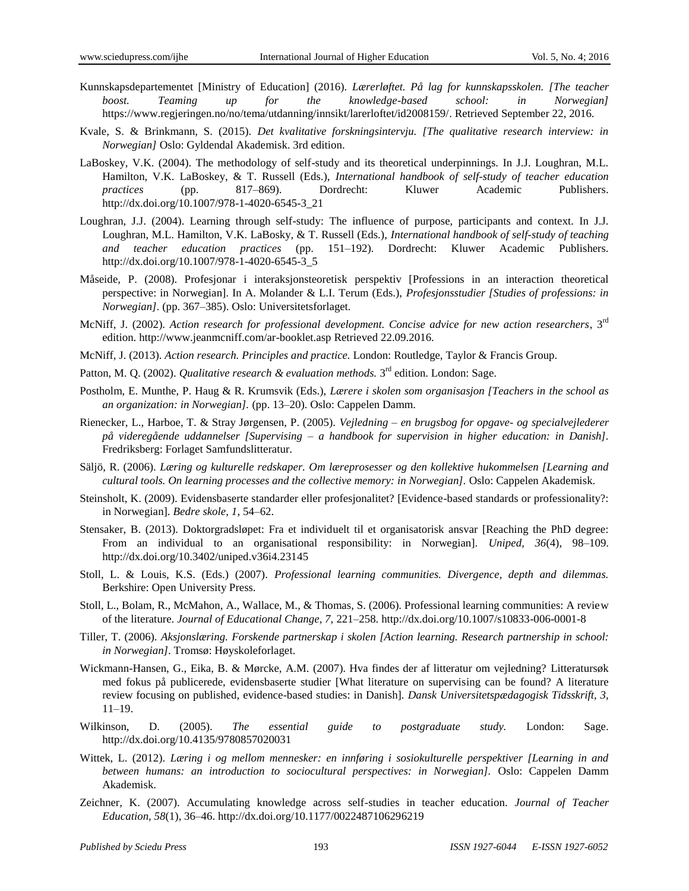Kunnskapsdepartementet [Ministry of Education] (2016). *Lærerløftet. På lag for kunnskapsskolen. [The teacher boost. Teaming up for the knowledge-based school: in Norwegian]* https://www.regjeringen.no/no/tema/utdanning/innsikt/larerloftet/id2008159/. Retrieved September 22, 2016.

Kvale, S. & Brinkmann, S. (2015). *Det kvalitative forskningsintervju. [The qualitative research interview: in Norwegian]* Oslo: Gyldendal Akademisk. 3rd edition.

LaBoskey, V.K. (2004). The methodology of self-study and its theoretical underpinnings. In J.J. Loughran, M.L. Hamilton, V.K. LaBoskey, & T. Russell (Eds.), *International handbook of self-study of teacher education practices* (pp. 817–869). Dordrecht: Kluwer Academic Publishers. http://dx.doi.org/10.1007/978-1-4020-6545-3_21

Loughran, J.J. (2004). Learning through self-study: The influence of purpose, participants and context. In J.J. Loughran, M.L. Hamilton, V.K. LaBosky, & T. Russell (Eds.), *International handbook of self-study of teaching and teacher education practices* (pp. 151–192). Dordrecht: Kluwer Academic Publishers. http://dx.doi.org/10.1007/978-1-4020-6545-3_5

Måseide, P. (2008). Profesjonar i interaksjonsteoretisk perspektiv [Professions in an interaction theoretical perspective: in Norwegian]. In A. Molander & L.I. Terum (Eds.), *Profesjonsstudier [Studies of professions: in Norwegian]*. (pp. 367–385). Oslo: Universitetsforlaget.

McNiff, J. (2002). *Action research for professional development. Concise advice for new action researchers*, 3rd edition. http://www.jeanmcniff.com/ar-booklet.asp Retrieved 22.09.2016.

McNiff, J. (2013). *Action research. Principles and practice.* London: Routledge, Taylor & Francis Group.

Patton, M. Q. (2002). *Qualitative research & evaluation methods.* 3rd edition. London: Sage.

Postholm, E. Munthe, P. Haug & R. Krumsvik (Eds.), *Lærere i skolen som organisasjon [Teachers in the school as an organization: in Norwegian]*. (pp. 13–20). Oslo: Cappelen Damm.

Rienecker, L., Harboe, T. & Stray Jørgensen, P. (2005). *Vejledning – en brugsbog for opgave- og specialvejledere på videregående uddannelser [Supervising – a handbook for supervision in higher education: in Danish]*. Fredriksberg: Forlaget Samfundslitteratur.

Säljö, R. (2006). *Læring og kulturelle redskaper. Om læreprosesser og den kollektive hukommelsen [Learning and cultural tools. On learning processes and the collective memory: in Norwegian]*. Oslo: Cappelen Akademisk.

Steinsholt, K. (2009). Evidensbaserte standarder eller profesjonalitet? [Evidence-based standards or professionality?: in Norwegian]. *Bedre skole, 1*, 54–62.

Stensaker, B. (2013). Doktorgradsløpet: Fra et individuelt til et organisatorisk ansvar [Reaching the PhD degree: From an individual to an organisational responsibility: in Norwegian]. *Uniped, 36*(4), 98–109. http://dx.doi.org/10.3402/uniped.v36i4.23145

Stoll, L. & Louis, K.S. (Eds.) (2007). *Professional learning communities. Divergence, depth and dilemmas.* Berkshire: Open University Press.

Stoll, L., Bolam, R., McMahon, A., Wallace, M., & Thomas, S. (2006). Professional learning communities: A review of the literature. *Journal of Educational Change, 7,* 221–258. http://dx.doi.org/10.1007/s10833-006-0001-8

Tiller, T. (2006). *Aksjonslæring. Forskende partnerskap i skolen [Action learning. Research partnership in school: in Norwegian]*. Tromsø: Høyskoleforlaget.

Wickmann-Hansen, G., Eika, B. & Mørcke, A.M. (2007). Hva findes der af litteratur om vejledning? Litteratursøk med fokus på publicerede, evidensbaserte studier [What literature on supervising can be found? A literature review focusing on published, evidence-based studies: in Danish]. *Dansk Universitetspædagogisk Tidsskrift, 3,* 11–19.

Wilkinson, D. (2005). *The essential guide to postgraduate study.* London: Sage. http://dx.doi.org/10.4135/9780857020031

Wittek, L. (2012). *Læring i og mellom mennesker: en innføring i sosiokulturelle perspektiver [Learning in and between humans: an introduction to sociocultural perspectives: in Norwegian]*. Oslo: Cappelen Damm Akademisk.

Zeichner, K. (2007). Accumulating knowledge across self-studies in teacher education. *Journal of Teacher Education, 58*(1), 36–46. http://dx.doi.org/10.1177/0022487106296219